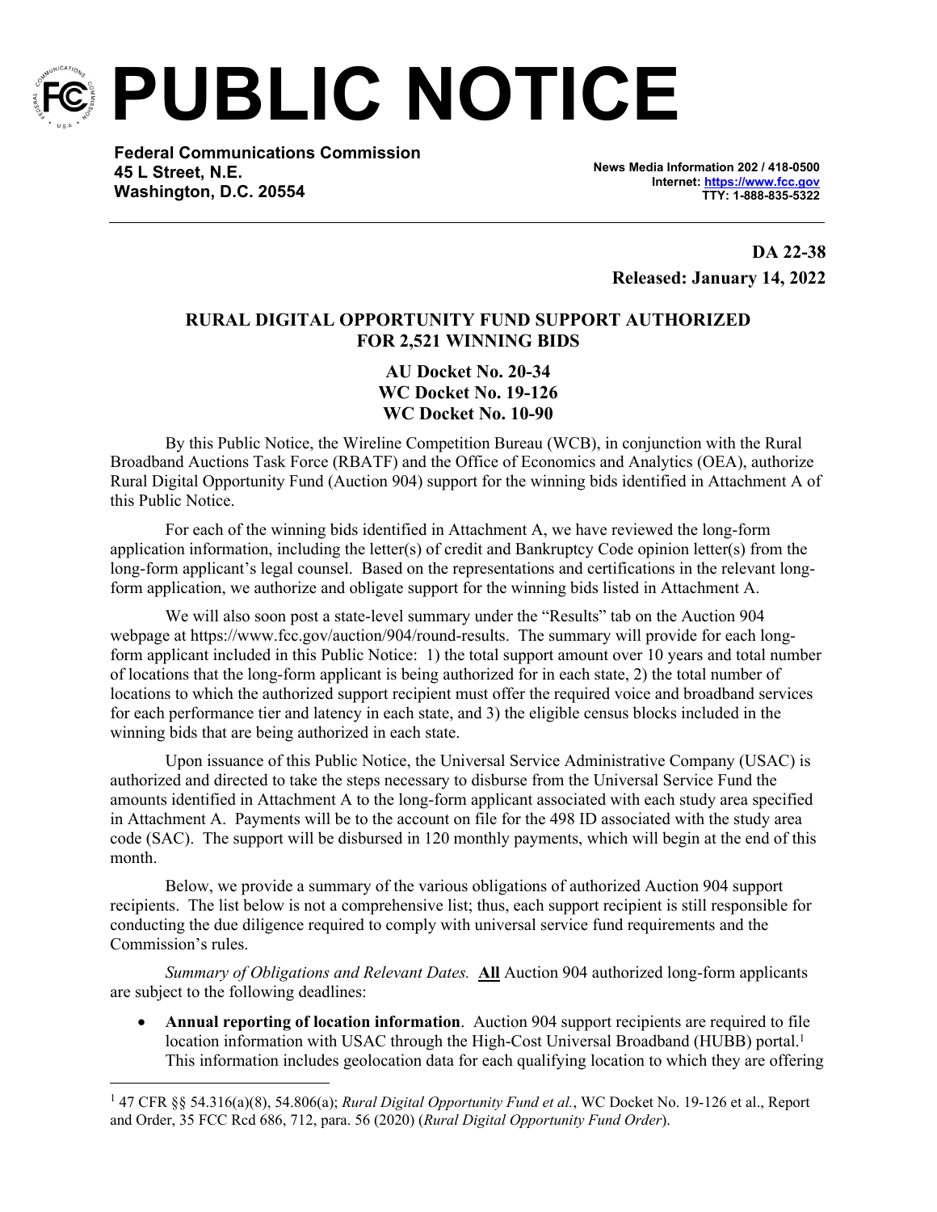# PUBLIC NOTICE

**Federal Communications Commission**
**45 L Street, N.E.**
**Washington, D.C. 20554**

**News Media Information 202 / 418-0500**
**Internet: https://www.fcc.gov**
**TTY: 1-888-835-5322**

**DA 22-38**
**Released: January 14, 2022**

## RURAL DIGITAL OPPORTUNITY FUND SUPPORT AUTHORIZED FOR 2,521 WINNING BIDS

**AU Docket No. 20-34**
**WC Docket No. 19-126**
**WC Docket No. 10-90**

By this Public Notice, the Wireline Competition Bureau (WCB), in conjunction with the Rural Broadband Auctions Task Force (RBATF) and the Office of Economics and Analytics (OEA), authorize Rural Digital Opportunity Fund (Auction 904) support for the winning bids identified in Attachment A of this Public Notice.

For each of the winning bids identified in Attachment A, we have reviewed the long-form application information, including the letter(s) of credit and Bankruptcy Code opinion letter(s) from the long-form applicant's legal counsel. Based on the representations and certifications in the relevant long-form application, we authorize and obligate support for the winning bids listed in Attachment A.

We will also soon post a state-level summary under the "Results" tab on the Auction 904 webpage at https://www.fcc.gov/auction/904/round-results. The summary will provide for each long-form applicant included in this Public Notice: 1) the total support amount over 10 years and total number of locations that the long-form applicant is being authorized for in each state, 2) the total number of locations to which the authorized support recipient must offer the required voice and broadband services for each performance tier and latency in each state, and 3) the eligible census blocks included in the winning bids that are being authorized in each state.

Upon issuance of this Public Notice, the Universal Service Administrative Company (USAC) is authorized and directed to take the steps necessary to disburse from the Universal Service Fund the amounts identified in Attachment A to the long-form applicant associated with each study area specified in Attachment A. Payments will be to the account on file for the 498 ID associated with the study area code (SAC). The support will be disbursed in 120 monthly payments, which will begin at the end of this month.

Below, we provide a summary of the various obligations of authorized Auction 904 support recipients. The list below is not a comprehensive list; thus, each support recipient is still responsible for conducting the due diligence required to comply with universal service fund requirements and the Commission's rules.

*Summary of Obligations and Relevant Dates.* **All** Auction 904 authorized long-form applicants are subject to the following deadlines:

- **Annual reporting of location information**. Auction 904 support recipients are required to file location information with USAC through the High-Cost Universal Broadband (HUBB) portal.[1] This information includes geolocation data for each qualifying location to which they are offering

[1] 47 CFR §§ 54.316(a)(8), 54.806(a); *Rural Digital Opportunity Fund et al.*, WC Docket No. 19-126 et al., Report and Order, 35 FCC Rcd 686, 712, para. 56 (2020) (*Rural Digital Opportunity Fund Order*).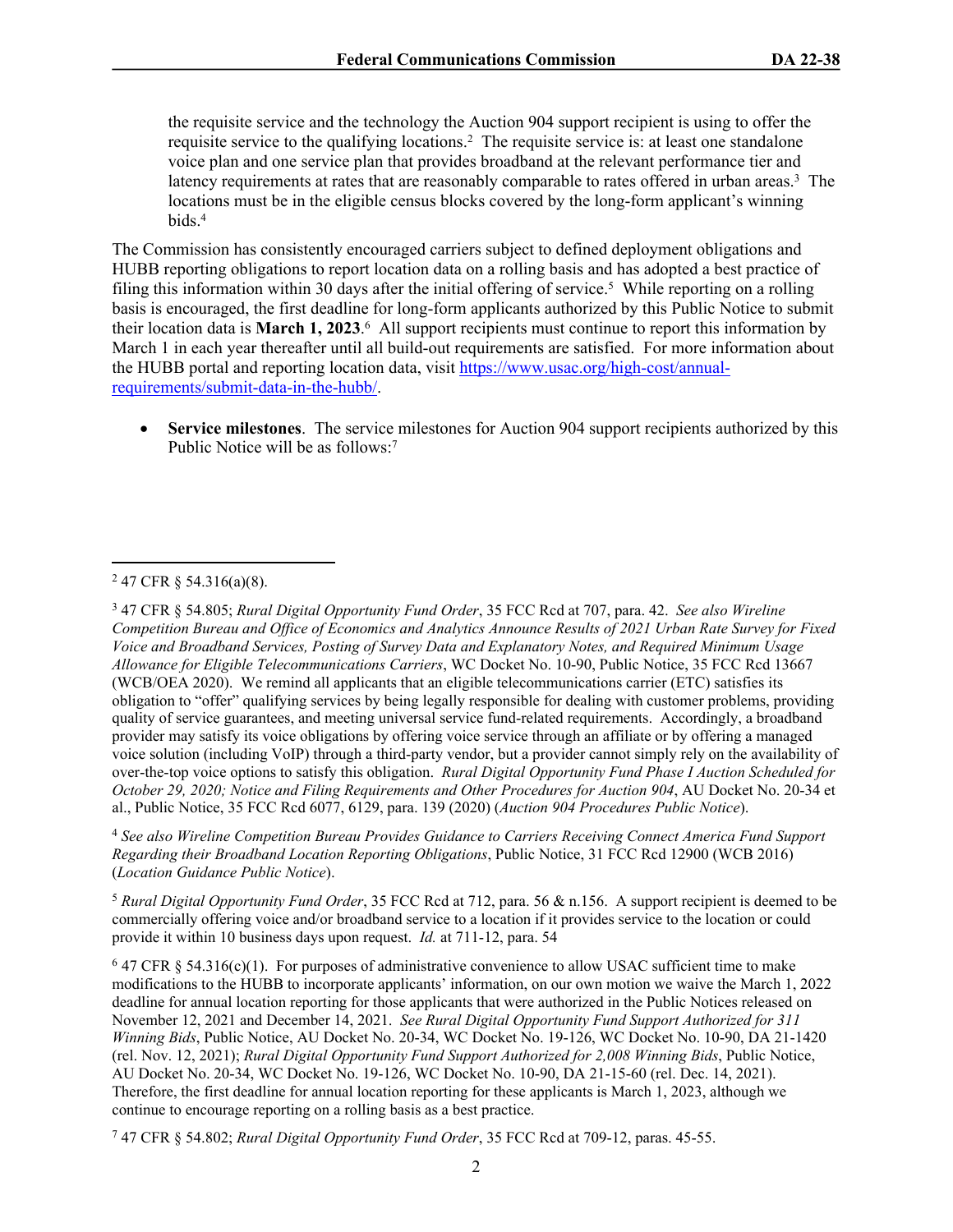the requisite service and the technology the Auction 904 support recipient is using to offer the requisite service to the qualifying locations.[2] The requisite service is: at least one standalone voice plan and one service plan that provides broadband at the relevant performance tier and latency requirements at rates that are reasonably comparable to rates offered in urban areas.[3] The locations must be in the eligible census blocks covered by the long-form applicant's winning bids.[4]

The Commission has consistently encouraged carriers subject to defined deployment obligations and HUBB reporting obligations to report location data on a rolling basis and has adopted a best practice of filing this information within 30 days after the initial offering of service.[5] While reporting on a rolling basis is encouraged, the first deadline for long-form applicants authorized by this Public Notice to submit their location data is **March 1, 2023**.[6] All support recipients must continue to report this information by March 1 in each year thereafter until all build-out requirements are satisfied. For more information about the HUBB portal and reporting location data, visit https://www.usac.org/high-cost/annual-requirements/submit-data-in-the-hubb/.

- **Service milestones**. The service milestones for Auction 904 support recipients authorized by this Public Notice will be as follows:[7]

---

[2] 47 CFR § 54.316(a)(8).

[3] 47 CFR § 54.805; *Rural Digital Opportunity Fund Order*, 35 FCC Rcd at 707, para. 42. *See also Wireline Competition Bureau and Office of Economics and Analytics Announce Results of 2021 Urban Rate Survey for Fixed Voice and Broadband Services, Posting of Survey Data and Explanatory Notes, and Required Minimum Usage Allowance for Eligible Telecommunications Carriers*, WC Docket No. 10-90, Public Notice, 35 FCC Rcd 13667 (WCB/OEA 2020). We remind all applicants that an eligible telecommunications carrier (ETC) satisfies its obligation to "offer" qualifying services by being legally responsible for dealing with customer problems, providing quality of service guarantees, and meeting universal service fund-related requirements. Accordingly, a broadband provider may satisfy its voice obligations by offering voice service through an affiliate or by offering a managed voice solution (including VoIP) through a third-party vendor, but a provider cannot simply rely on the availability of over-the-top voice options to satisfy this obligation. *Rural Digital Opportunity Fund Phase I Auction Scheduled for October 29, 2020; Notice and Filing Requirements and Other Procedures for Auction 904*, AU Docket No. 20-34 et al., Public Notice, 35 FCC Rcd 6077, 6129, para. 139 (2020) (*Auction 904 Procedures Public Notice*).

[4] *See also Wireline Competition Bureau Provides Guidance to Carriers Receiving Connect America Fund Support Regarding their Broadband Location Reporting Obligations*, Public Notice, 31 FCC Rcd 12900 (WCB 2016) (*Location Guidance Public Notice*).

[5] *Rural Digital Opportunity Fund Order*, 35 FCC Rcd at 712, para. 56 & n.156. A support recipient is deemed to be commercially offering voice and/or broadband service to a location if it provides service to the location or could provide it within 10 business days upon request. *Id.* at 711-12, para. 54

[6] 47 CFR § 54.316(c)(1). For purposes of administrative convenience to allow USAC sufficient time to make modifications to the HUBB to incorporate applicants' information, on our own motion we waive the March 1, 2022 deadline for annual location reporting for those applicants that were authorized in the Public Notices released on November 12, 2021 and December 14, 2021. *See Rural Digital Opportunity Fund Support Authorized for 311 Winning Bids*, Public Notice, AU Docket No. 20-34, WC Docket No. 19-126, WC Docket No. 10-90, DA 21-1420 (rel. Nov. 12, 2021); *Rural Digital Opportunity Fund Support Authorized for 2,008 Winning Bids*, Public Notice, AU Docket No. 20-34, WC Docket No. 19-126, WC Docket No. 10-90, DA 21-15-60 (rel. Dec. 14, 2021). Therefore, the first deadline for annual location reporting for these applicants is March 1, 2023, although we continue to encourage reporting on a rolling basis as a best practice.

[7] 47 CFR § 54.802; *Rural Digital Opportunity Fund Order*, 35 FCC Rcd at 709-12, paras. 45-55.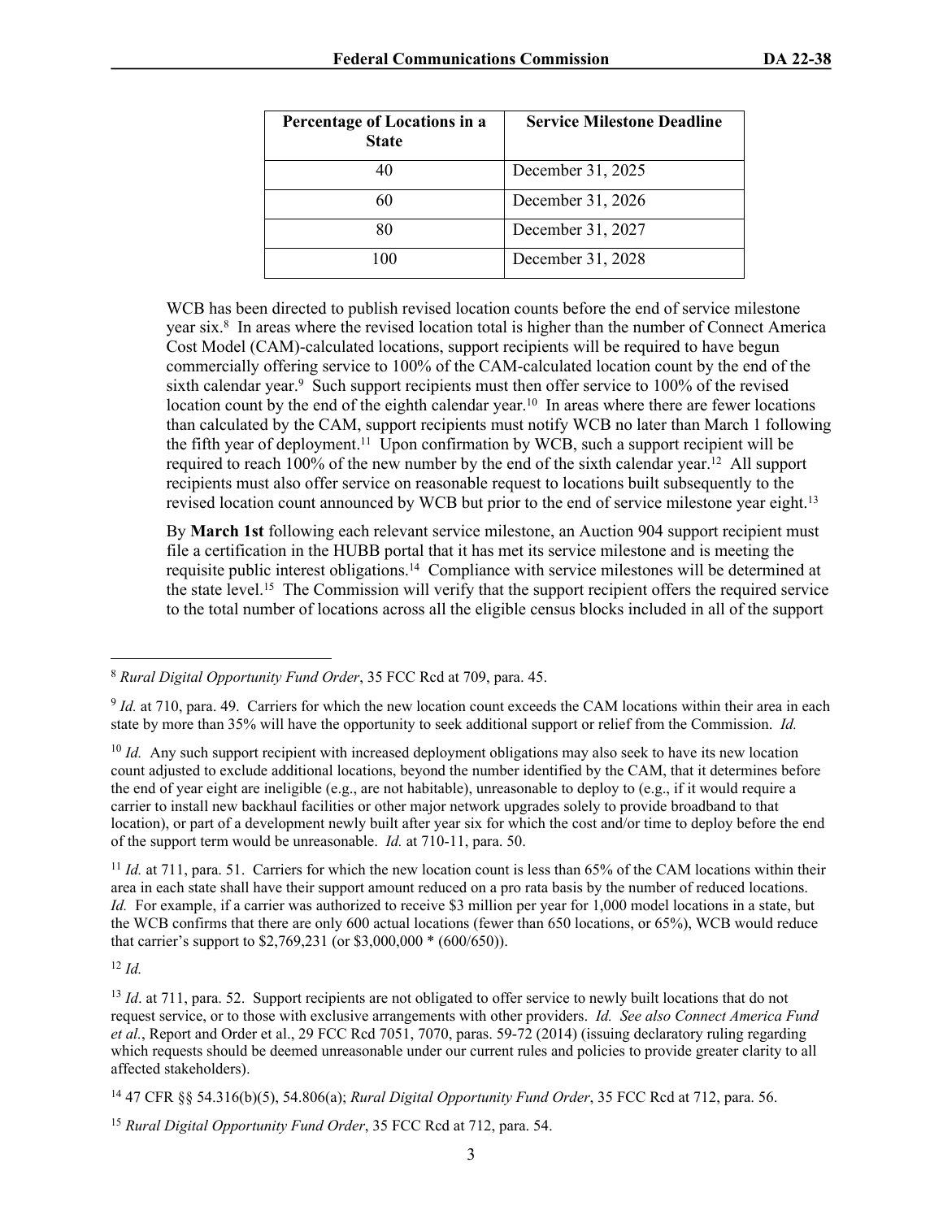| Percentage of Locations in a State | Service Milestone Deadline |
|---|---|
| 40 | December 31, 2025 |
| 60 | December 31, 2026 |
| 80 | December 31, 2027 |
| 100 | December 31, 2028 |

WCB has been directed to publish revised location counts before the end of service milestone year six.[8] In areas where the revised location total is higher than the number of Connect America Cost Model (CAM)-calculated locations, support recipients will be required to have begun commercially offering service to 100% of the CAM-calculated location count by the end of the sixth calendar year.[9] Such support recipients must then offer service to 100% of the revised location count by the end of the eighth calendar year.[10] In areas where there are fewer locations than calculated by the CAM, support recipients must notify WCB no later than March 1 following the fifth year of deployment.[11] Upon confirmation by WCB, such a support recipient will be required to reach 100% of the new number by the end of the sixth calendar year.[12] All support recipients must also offer service on reasonable request to locations built subsequently to the revised location count announced by WCB but prior to the end of service milestone year eight.[13]

By **March 1st** following each relevant service milestone, an Auction 904 support recipient must file a certification in the HUBB portal that it has met its service milestone and is meeting the requisite public interest obligations.[14] Compliance with service milestones will be determined at the state level.[15] The Commission will verify that the support recipient offers the required service to the total number of locations across all the eligible census blocks included in all of the support

---

[8] *Rural Digital Opportunity Fund Order*, 35 FCC Rcd at 709, para. 45.

[9] *Id.* at 710, para. 49. Carriers for which the new location count exceeds the CAM locations within their area in each state by more than 35% will have the opportunity to seek additional support or relief from the Commission. *Id.*

[10] *Id.* Any such support recipient with increased deployment obligations may also seek to have its new location count adjusted to exclude additional locations, beyond the number identified by the CAM, that it determines before the end of year eight are ineligible (e.g., are not habitable), unreasonable to deploy to (e.g., if it would require a carrier to install new backhaul facilities or other major network upgrades solely to provide broadband to that location), or part of a development newly built after year six for which the cost and/or time to deploy before the end of the support term would be unreasonable. *Id.* at 710-11, para. 50.

[11] *Id.* at 711, para. 51. Carriers for which the new location count is less than 65% of the CAM locations within their area in each state shall have their support amount reduced on a pro rata basis by the number of reduced locations. *Id.* For example, if a carrier was authorized to receive $3 million per year for 1,000 model locations in a state, but the WCB confirms that there are only 600 actual locations (fewer than 650 locations, or 65%), WCB would reduce that carrier's support to $2,769,231 (or $3,000,000 * (600/650)).

[12] *Id.*

[13] *Id*. at 711, para. 52. Support recipients are not obligated to offer service to newly built locations that do not request service, or to those with exclusive arrangements with other providers. *Id. See also Connect America Fund et al.*, Report and Order et al., 29 FCC Rcd 7051, 7070, paras. 59-72 (2014) (issuing declaratory ruling regarding which requests should be deemed unreasonable under our current rules and policies to provide greater clarity to all affected stakeholders).

[14] 47 CFR §§ 54.316(b)(5), 54.806(a); *Rural Digital Opportunity Fund Order*, 35 FCC Rcd at 712, para. 56.

[15] *Rural Digital Opportunity Fund Order*, 35 FCC Rcd at 712, para. 54.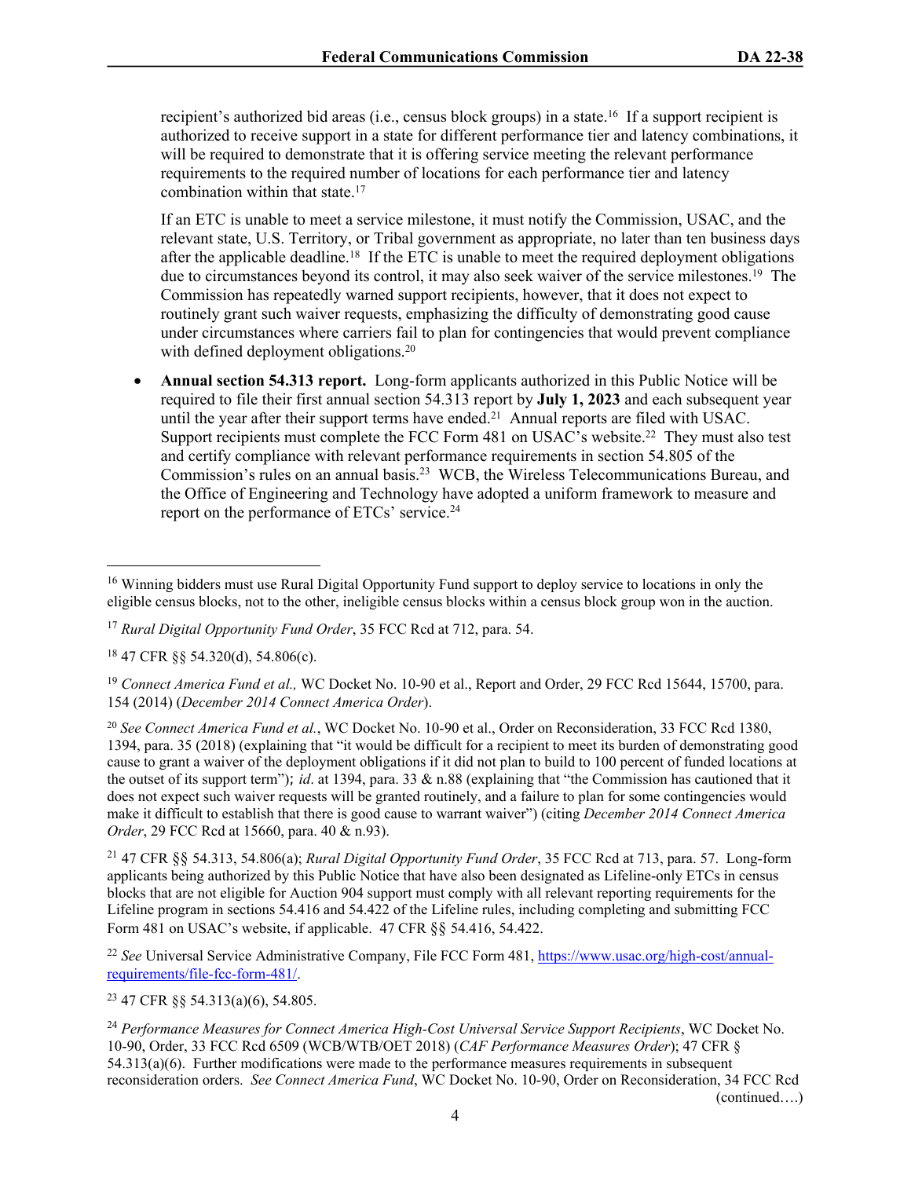recipient's authorized bid areas (i.e., census block groups) in a state.[16] If a support recipient is authorized to receive support in a state for different performance tier and latency combinations, it will be required to demonstrate that it is offering service meeting the relevant performance requirements to the required number of locations for each performance tier and latency combination within that state.[17]

If an ETC is unable to meet a service milestone, it must notify the Commission, USAC, and the relevant state, U.S. Territory, or Tribal government as appropriate, no later than ten business days after the applicable deadline.[18] If the ETC is unable to meet the required deployment obligations due to circumstances beyond its control, it may also seek waiver of the service milestones.[19] The Commission has repeatedly warned support recipients, however, that it does not expect to routinely grant such waiver requests, emphasizing the difficulty of demonstrating good cause under circumstances where carriers fail to plan for contingencies that would prevent compliance with defined deployment obligations.[20]

- **Annual section 54.313 report.** Long-form applicants authorized in this Public Notice will be required to file their first annual section 54.313 report by **July 1, 2023** and each subsequent year until the year after their support terms have ended.[21] Annual reports are filed with USAC. Support recipients must complete the FCC Form 481 on USAC's website.[22] They must also test and certify compliance with relevant performance requirements in section 54.805 of the Commission's rules on an annual basis.[23] WCB, the Wireless Telecommunications Bureau, and the Office of Engineering and Technology have adopted a uniform framework to measure and report on the performance of ETCs' service.[24]

---

[16] Winning bidders must use Rural Digital Opportunity Fund support to deploy service to locations in only the eligible census blocks, not to the other, ineligible census blocks within a census block group won in the auction.

[17] *Rural Digital Opportunity Fund Order*, 35 FCC Rcd at 712, para. 54.

[18] 47 CFR §§ 54.320(d), 54.806(c).

[19] *Connect America Fund et al.,* WC Docket No. 10-90 et al., Report and Order, 29 FCC Rcd 15644, 15700, para. 154 (2014) (*December 2014 Connect America Order*).

[20] *See Connect America Fund et al.*, WC Docket No. 10-90 et al., Order on Reconsideration, 33 FCC Rcd 1380, 1394, para. 35 (2018) (explaining that "it would be difficult for a recipient to meet its burden of demonstrating good cause to grant a waiver of the deployment obligations if it did not plan to build to 100 percent of funded locations at the outset of its support term"); *id*. at 1394, para. 33 & n.88 (explaining that "the Commission has cautioned that it does not expect such waiver requests will be granted routinely, and a failure to plan for some contingencies would make it difficult to establish that there is good cause to warrant waiver") (citing *December 2014 Connect America Order*, 29 FCC Rcd at 15660, para. 40 & n.93).

[21] 47 CFR §§ 54.313, 54.806(a); *Rural Digital Opportunity Fund Order*, 35 FCC Rcd at 713, para. 57. Long-form applicants being authorized by this Public Notice that have also been designated as Lifeline-only ETCs in census blocks that are not eligible for Auction 904 support must comply with all relevant reporting requirements for the Lifeline program in sections 54.416 and 54.422 of the Lifeline rules, including completing and submitting FCC Form 481 on USAC's website, if applicable. 47 CFR §§ 54.416, 54.422.

[22] *See* Universal Service Administrative Company, File FCC Form 481, https://www.usac.org/high-cost/annual-requirements/file-fcc-form-481/.

[23] 47 CFR §§ 54.313(a)(6), 54.805.

[24] *Performance Measures for Connect America High-Cost Universal Service Support Recipients*, WC Docket No. 10-90, Order, 33 FCC Rcd 6509 (WCB/WTB/OET 2018) (*CAF Performance Measures Order*); 47 CFR § 54.313(a)(6). Further modifications were made to the performance measures requirements in subsequent reconsideration orders. *See Connect America Fund*, WC Docket No. 10-90, Order on Reconsideration, 34 FCC Rcd (continued….)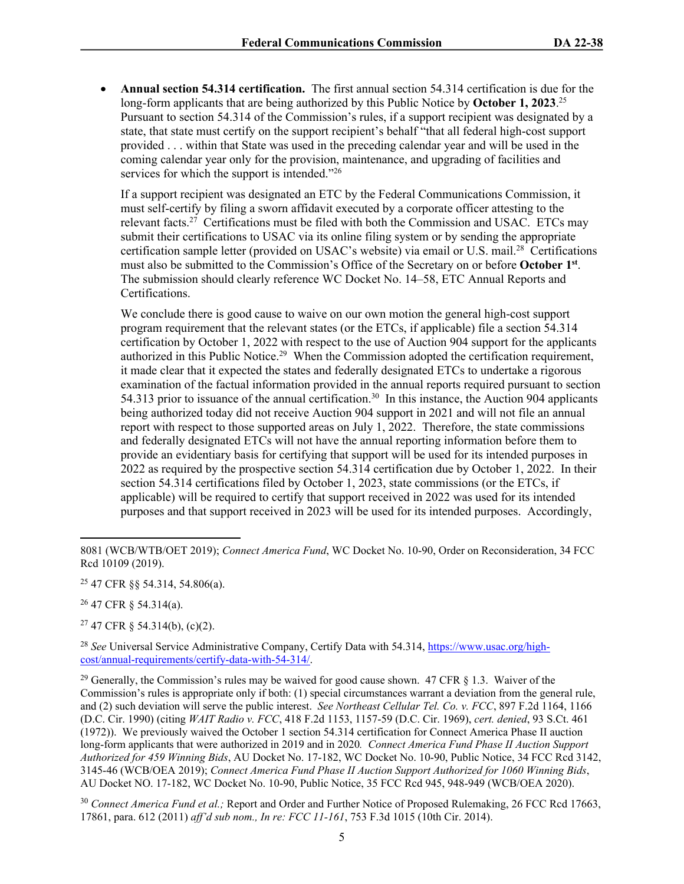- **Annual section 54.314 certification.** The first annual section 54.314 certification is due for the long-form applicants that are being authorized by this Public Notice by **October 1, 2023**.[25] Pursuant to section 54.314 of the Commission's rules, if a support recipient was designated by a state, that state must certify on the support recipient's behalf "that all federal high-cost support provided . . . within that State was used in the preceding calendar year and will be used in the coming calendar year only for the provision, maintenance, and upgrading of facilities and services for which the support is intended."[26]

  If a support recipient was designated an ETC by the Federal Communications Commission, it must self-certify by filing a sworn affidavit executed by a corporate officer attesting to the relevant facts.[27] Certifications must be filed with both the Commission and USAC. ETCs may submit their certifications to USAC via its online filing system or by sending the appropriate certification sample letter (provided on USAC's website) via email or U.S. mail.[28] Certifications must also be submitted to the Commission's Office of the Secretary on or before **October 1st**. The submission should clearly reference WC Docket No. 14–58, ETC Annual Reports and Certifications.

  We conclude there is good cause to waive on our own motion the general high-cost support program requirement that the relevant states (or the ETCs, if applicable) file a section 54.314 certification by October 1, 2022 with respect to the use of Auction 904 support for the applicants authorized in this Public Notice.[29] When the Commission adopted the certification requirement, it made clear that it expected the states and federally designated ETCs to undertake a rigorous examination of the factual information provided in the annual reports required pursuant to section 54.313 prior to issuance of the annual certification.[30] In this instance, the Auction 904 applicants being authorized today did not receive Auction 904 support in 2021 and will not file an annual report with respect to those supported areas on July 1, 2022. Therefore, the state commissions and federally designated ETCs will not have the annual reporting information before them to provide an evidentiary basis for certifying that support will be used for its intended purposes in 2022 as required by the prospective section 54.314 certification due by October 1, 2022. In their section 54.314 certifications filed by October 1, 2023, state commissions (or the ETCs, if applicable) will be required to certify that support received in 2022 was used for its intended purposes and that support received in 2023 will be used for its intended purposes. Accordingly,

---

8081 (WCB/WTB/OET 2019); *Connect America Fund*, WC Docket No. 10-90, Order on Reconsideration, 34 FCC Rcd 10109 (2019).

[25] 47 CFR §§ 54.314, 54.806(a).

[26] 47 CFR § 54.314(a).

[27] 47 CFR § 54.314(b), (c)(2).

[28] *See* Universal Service Administrative Company, Certify Data with 54.314, https://www.usac.org/high-cost/annual-requirements/certify-data-with-54-314/.

[29] Generally, the Commission's rules may be waived for good cause shown. 47 CFR § 1.3. Waiver of the Commission's rules is appropriate only if both: (1) special circumstances warrant a deviation from the general rule, and (2) such deviation will serve the public interest. *See Northeast Cellular Tel. Co. v. FCC*, 897 F.2d 1164, 1166 (D.C. Cir. 1990) (citing *WAIT Radio v. FCC*, 418 F.2d 1153, 1157-59 (D.C. Cir. 1969), *cert. denied*, 93 S.Ct. 461 (1972)). We previously waived the October 1 section 54.314 certification for Connect America Phase II auction long-form applicants that were authorized in 2019 and in 2020*. Connect America Fund Phase II Auction Support Authorized for 459 Winning Bids*, AU Docket No. 17-182, WC Docket No. 10-90, Public Notice, 34 FCC Rcd 3142, 3145-46 (WCB/OEA 2019); *Connect America Fund Phase II Auction Support Authorized for 1060 Winning Bids*, AU Docket NO. 17-182, WC Docket No. 10-90, Public Notice, 35 FCC Rcd 945, 948-949 (WCB/OEA 2020).

[30] *Connect America Fund et al.;* Report and Order and Further Notice of Proposed Rulemaking, 26 FCC Rcd 17663, 17861, para. 612 (2011) *aff'd sub nom., In re: FCC 11-161*, 753 F.3d 1015 (10th Cir. 2014).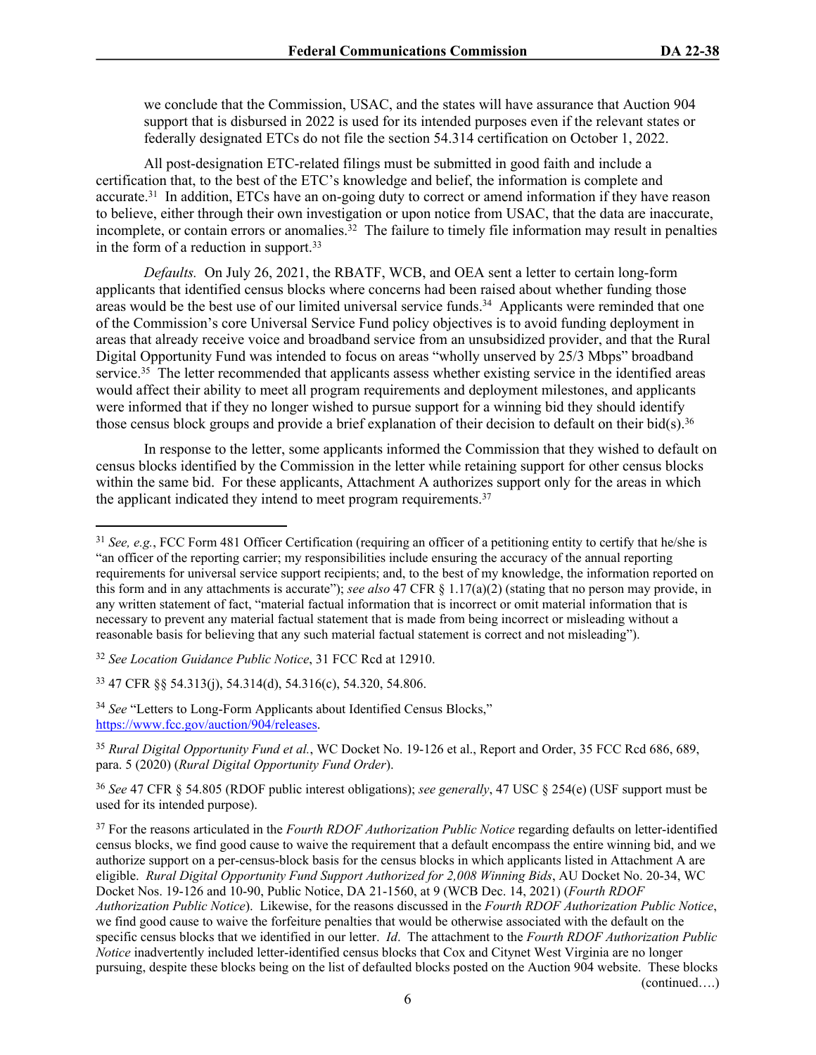we conclude that the Commission, USAC, and the states will have assurance that Auction 904 support that is disbursed in 2022 is used for its intended purposes even if the relevant states or federally designated ETCs do not file the section 54.314 certification on October 1, 2022.

All post-designation ETC-related filings must be submitted in good faith and include a certification that, to the best of the ETC's knowledge and belief, the information is complete and accurate.[31] In addition, ETCs have an on-going duty to correct or amend information if they have reason to believe, either through their own investigation or upon notice from USAC, that the data are inaccurate, incomplete, or contain errors or anomalies.[32] The failure to timely file information may result in penalties in the form of a reduction in support.[33]

*Defaults.* On July 26, 2021, the RBATF, WCB, and OEA sent a letter to certain long-form applicants that identified census blocks where concerns had been raised about whether funding those areas would be the best use of our limited universal service funds.[34] Applicants were reminded that one of the Commission's core Universal Service Fund policy objectives is to avoid funding deployment in areas that already receive voice and broadband service from an unsubsidized provider, and that the Rural Digital Opportunity Fund was intended to focus on areas "wholly unserved by 25/3 Mbps" broadband service.[35] The letter recommended that applicants assess whether existing service in the identified areas would affect their ability to meet all program requirements and deployment milestones, and applicants were informed that if they no longer wished to pursue support for a winning bid they should identify those census block groups and provide a brief explanation of their decision to default on their bid(s).[36]

In response to the letter, some applicants informed the Commission that they wished to default on census blocks identified by the Commission in the letter while retaining support for other census blocks within the same bid. For these applicants, Attachment A authorizes support only for the areas in which the applicant indicated they intend to meet program requirements.[37]

---

[31] *See, e.g.*, FCC Form 481 Officer Certification (requiring an officer of a petitioning entity to certify that he/she is "an officer of the reporting carrier; my responsibilities include ensuring the accuracy of the annual reporting requirements for universal service support recipients; and, to the best of my knowledge, the information reported on this form and in any attachments is accurate"); *see also* 47 CFR § 1.17(a)(2) (stating that no person may provide, in any written statement of fact, "material factual information that is incorrect or omit material information that is necessary to prevent any material factual statement that is made from being incorrect or misleading without a reasonable basis for believing that any such material factual statement is correct and not misleading").

[32] *See Location Guidance Public Notice*, 31 FCC Rcd at 12910.

[33] 47 CFR §§ 54.313(j), 54.314(d), 54.316(c), 54.320, 54.806.

[34] *See* "Letters to Long-Form Applicants about Identified Census Blocks," https://www.fcc.gov/auction/904/releases.

[35] *Rural Digital Opportunity Fund et al.*, WC Docket No. 19-126 et al., Report and Order, 35 FCC Rcd 686, 689, para. 5 (2020) (*Rural Digital Opportunity Fund Order*).

[36] *See* 47 CFR § 54.805 (RDOF public interest obligations); *see generally*, 47 USC § 254(e) (USF support must be used for its intended purpose).

[37] For the reasons articulated in the *Fourth RDOF Authorization Public Notice* regarding defaults on letter-identified census blocks, we find good cause to waive the requirement that a default encompass the entire winning bid, and we authorize support on a per-census-block basis for the census blocks in which applicants listed in Attachment A are eligible. *Rural Digital Opportunity Fund Support Authorized for 2,008 Winning Bids*, AU Docket No. 20-34, WC Docket Nos. 19-126 and 10-90, Public Notice, DA 21-1560, at 9 (WCB Dec. 14, 2021) (*Fourth RDOF Authorization Public Notice*). Likewise, for the reasons discussed in the *Fourth RDOF Authorization Public Notice*, we find good cause to waive the forfeiture penalties that would be otherwise associated with the default on the specific census blocks that we identified in our letter. *Id*. The attachment to the *Fourth RDOF Authorization Public Notice* inadvertently included letter-identified census blocks that Cox and Citynet West Virginia are no longer pursuing, despite these blocks being on the list of defaulted blocks posted on the Auction 904 website. These blocks (continued….)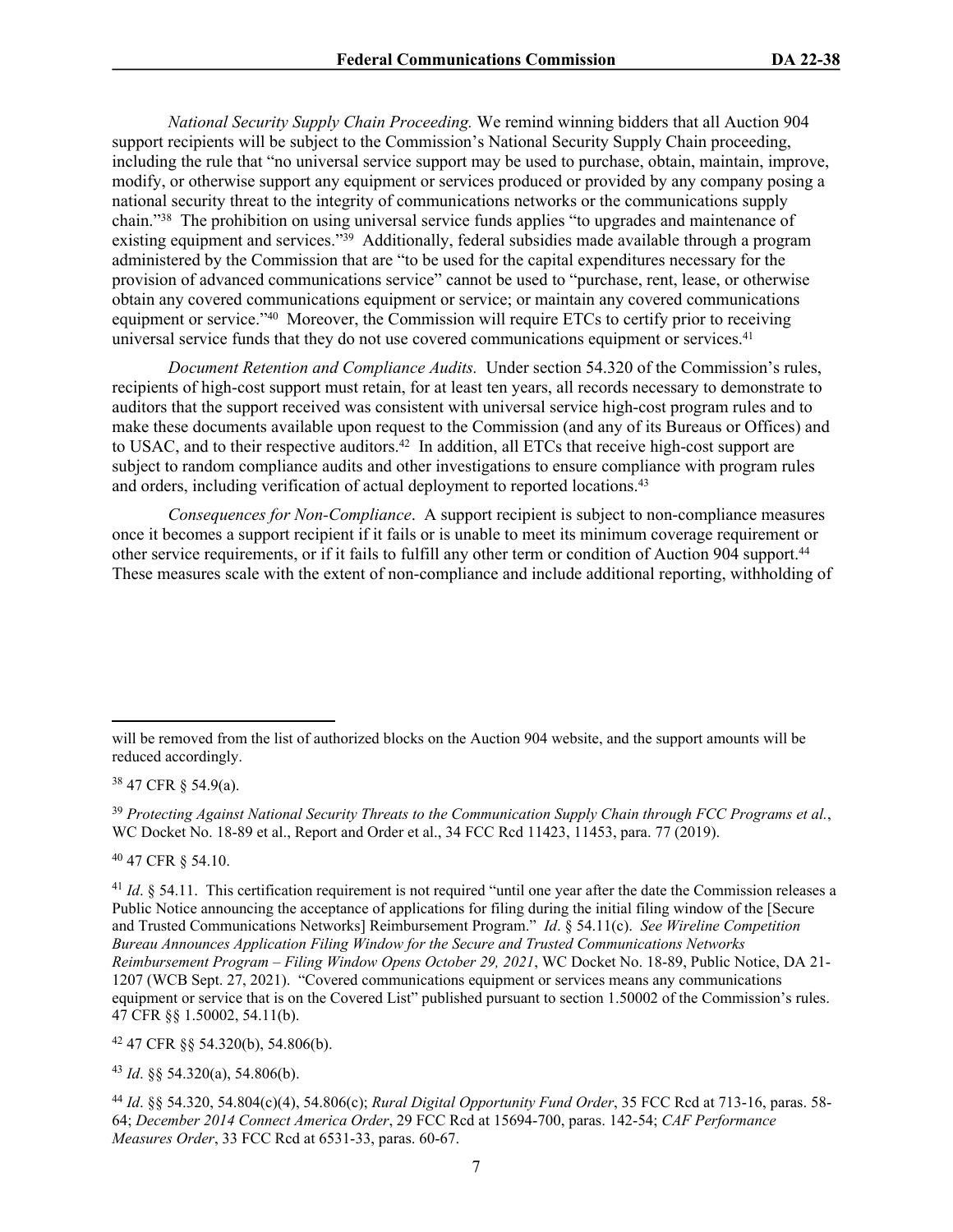*National Security Supply Chain Proceeding.* We remind winning bidders that all Auction 904 support recipients will be subject to the Commission's National Security Supply Chain proceeding, including the rule that "no universal service support may be used to purchase, obtain, maintain, improve, modify, or otherwise support any equipment or services produced or provided by any company posing a national security threat to the integrity of communications networks or the communications supply chain."[38] The prohibition on using universal service funds applies "to upgrades and maintenance of existing equipment and services."[39] Additionally, federal subsidies made available through a program administered by the Commission that are "to be used for the capital expenditures necessary for the provision of advanced communications service" cannot be used to "purchase, rent, lease, or otherwise obtain any covered communications equipment or service; or maintain any covered communications equipment or service."[40] Moreover, the Commission will require ETCs to certify prior to receiving universal service funds that they do not use covered communications equipment or services.[41]

*Document Retention and Compliance Audits.* Under section 54.320 of the Commission's rules, recipients of high-cost support must retain, for at least ten years, all records necessary to demonstrate to auditors that the support received was consistent with universal service high-cost program rules and to make these documents available upon request to the Commission (and any of its Bureaus or Offices) and to USAC, and to their respective auditors.[42] In addition, all ETCs that receive high-cost support are subject to random compliance audits and other investigations to ensure compliance with program rules and orders, including verification of actual deployment to reported locations.[43]

*Consequences for Non-Compliance*. A support recipient is subject to non-compliance measures once it becomes a support recipient if it fails or is unable to meet its minimum coverage requirement or other service requirements, or if it fails to fulfill any other term or condition of Auction 904 support.[44] These measures scale with the extent of non-compliance and include additional reporting, withholding of

---

will be removed from the list of authorized blocks on the Auction 904 website, and the support amounts will be reduced accordingly.

[38] 47 CFR § 54.9(a).

[39] *Protecting Against National Security Threats to the Communication Supply Chain through FCC Programs et al.*, WC Docket No. 18-89 et al., Report and Order et al., 34 FCC Rcd 11423, 11453, para. 77 (2019).

[40] 47 CFR § 54.10.

[41] *Id*. § 54.11. This certification requirement is not required "until one year after the date the Commission releases a Public Notice announcing the acceptance of applications for filing during the initial filing window of the [Secure and Trusted Communications Networks] Reimbursement Program." *Id*. § 54.11(c). *See Wireline Competition Bureau Announces Application Filing Window for the Secure and Trusted Communications Networks Reimbursement Program – Filing Window Opens October 29, 2021*, WC Docket No. 18-89, Public Notice, DA 21-1207 (WCB Sept. 27, 2021). "Covered communications equipment or services means any communications equipment or service that is on the Covered List" published pursuant to section 1.50002 of the Commission's rules. 47 CFR §§ 1.50002, 54.11(b).

[42] 47 CFR §§ 54.320(b), 54.806(b).

[43] *Id*. §§ 54.320(a), 54.806(b).

[44] *Id*. §§ 54.320, 54.804(c)(4), 54.806(c); *Rural Digital Opportunity Fund Order*, 35 FCC Rcd at 713-16, paras. 58-64; *December 2014 Connect America Order*, 29 FCC Rcd at 15694-700, paras. 142-54; *CAF Performance Measures Order*, 33 FCC Rcd at 6531-33, paras. 60-67.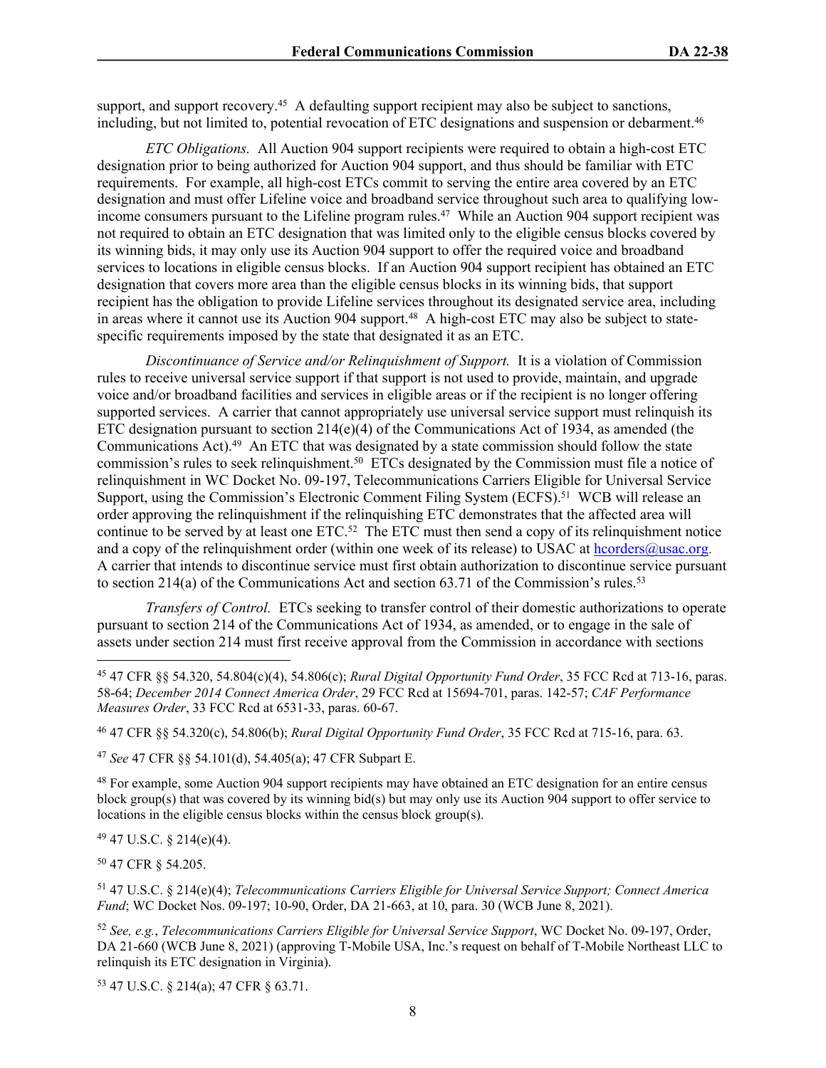support, and support recovery.[45] A defaulting support recipient may also be subject to sanctions, including, but not limited to, potential revocation of ETC designations and suspension or debarment.[46]

*ETC Obligations.* All Auction 904 support recipients were required to obtain a high-cost ETC designation prior to being authorized for Auction 904 support, and thus should be familiar with ETC requirements. For example, all high-cost ETCs commit to serving the entire area covered by an ETC designation and must offer Lifeline voice and broadband service throughout such area to qualifying low-income consumers pursuant to the Lifeline program rules.[47] While an Auction 904 support recipient was not required to obtain an ETC designation that was limited only to the eligible census blocks covered by its winning bids, it may only use its Auction 904 support to offer the required voice and broadband services to locations in eligible census blocks. If an Auction 904 support recipient has obtained an ETC designation that covers more area than the eligible census blocks in its winning bids, that support recipient has the obligation to provide Lifeline services throughout its designated service area, including in areas where it cannot use its Auction 904 support.[48] A high-cost ETC may also be subject to state-specific requirements imposed by the state that designated it as an ETC.

*Discontinuance of Service and/or Relinquishment of Support.* It is a violation of Commission rules to receive universal service support if that support is not used to provide, maintain, and upgrade voice and/or broadband facilities and services in eligible areas or if the recipient is no longer offering supported services. A carrier that cannot appropriately use universal service support must relinquish its ETC designation pursuant to section 214(e)(4) of the Communications Act of 1934, as amended (the Communications Act).[49] An ETC that was designated by a state commission should follow the state commission's rules to seek relinquishment.[50] ETCs designated by the Commission must file a notice of relinquishment in WC Docket No. 09-197, Telecommunications Carriers Eligible for Universal Service Support, using the Commission's Electronic Comment Filing System (ECFS).[51] WCB will release an order approving the relinquishment if the relinquishing ETC demonstrates that the affected area will continue to be served by at least one ETC.[52] The ETC must then send a copy of its relinquishment notice and a copy of the relinquishment order (within one week of its release) to USAC at hcorders@usac.org. A carrier that intends to discontinue service must first obtain authorization to discontinue service pursuant to section 214(a) of the Communications Act and section 63.71 of the Commission's rules.[53]

*Transfers of Control.* ETCs seeking to transfer control of their domestic authorizations to operate pursuant to section 214 of the Communications Act of 1934, as amended, or to engage in the sale of assets under section 214 must first receive approval from the Commission in accordance with sections

---

[45] 47 CFR §§ 54.320, 54.804(c)(4), 54.806(c); *Rural Digital Opportunity Fund Order*, 35 FCC Rcd at 713-16, paras. 58-64; *December 2014 Connect America Order*, 29 FCC Rcd at 15694-701, paras. 142-57; *CAF Performance Measures Order*, 33 FCC Rcd at 6531-33, paras. 60-67.

[46] 47 CFR §§ 54.320(c), 54.806(b); *Rural Digital Opportunity Fund Order*, 35 FCC Rcd at 715-16, para. 63.

[47] *See* 47 CFR §§ 54.101(d), 54.405(a); 47 CFR Subpart E.

[48] For example, some Auction 904 support recipients may have obtained an ETC designation for an entire census block group(s) that was covered by its winning bid(s) but may only use its Auction 904 support to offer service to locations in the eligible census blocks within the census block group(s).

[49] 47 U.S.C. § 214(e)(4).

[50] 47 CFR § 54.205.

[51] 47 U.S.C. § 214(e)(4); *Telecommunications Carriers Eligible for Universal Service Support; Connect America Fund*; WC Docket Nos. 09-197; 10-90, Order, DA 21-663, at 10, para. 30 (WCB June 8, 2021).

[52] *See, e.g.*, *Telecommunications Carriers Eligible for Universal Service Support*, WC Docket No. 09-197, Order, DA 21-660 (WCB June 8, 2021) (approving T-Mobile USA, Inc.'s request on behalf of T-Mobile Northeast LLC to relinquish its ETC designation in Virginia).

[53] 47 U.S.C. § 214(a); 47 CFR § 63.71.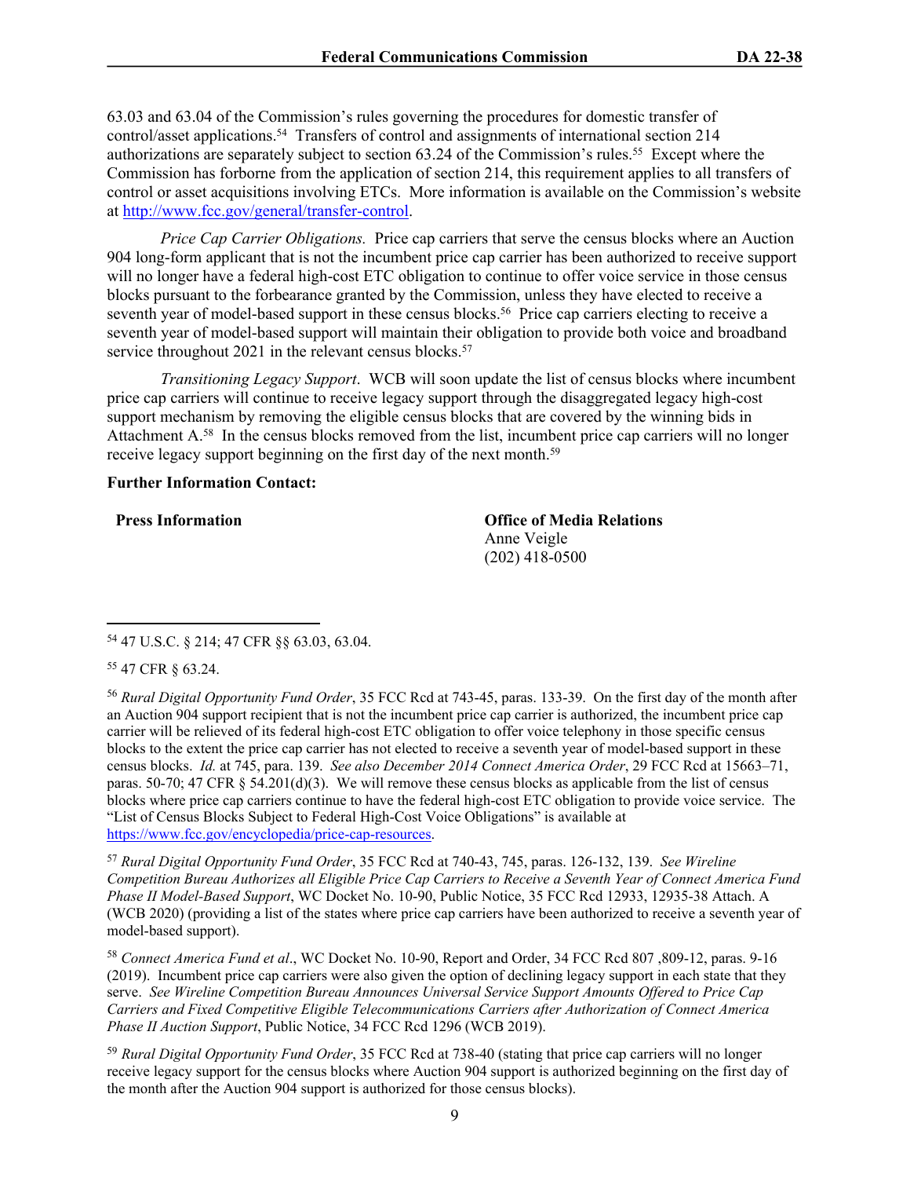63.03 and 63.04 of the Commission's rules governing the procedures for domestic transfer of control/asset applications.[54] Transfers of control and assignments of international section 214 authorizations are separately subject to section 63.24 of the Commission's rules.[55] Except where the Commission has forborne from the application of section 214, this requirement applies to all transfers of control or asset acquisitions involving ETCs. More information is available on the Commission's website at http://www.fcc.gov/general/transfer-control.

*Price Cap Carrier Obligations.* Price cap carriers that serve the census blocks where an Auction 904 long-form applicant that is not the incumbent price cap carrier has been authorized to receive support will no longer have a federal high-cost ETC obligation to continue to offer voice service in those census blocks pursuant to the forbearance granted by the Commission, unless they have elected to receive a seventh year of model-based support in these census blocks.[56] Price cap carriers electing to receive a seventh year of model-based support will maintain their obligation to provide both voice and broadband service throughout 2021 in the relevant census blocks.[57]

*Transitioning Legacy Support*. WCB will soon update the list of census blocks where incumbent price cap carriers will continue to receive legacy support through the disaggregated legacy high-cost support mechanism by removing the eligible census blocks that are covered by the winning bids in Attachment A.[58] In the census blocks removed from the list, incumbent price cap carriers will no longer receive legacy support beginning on the first day of the next month.[59]

**Further Information Contact:**

| | |
|---|---|
| **Press Information** | **Office of Media Relations**<br>Anne Veigle<br>(202) 418-0500 |

---

[54] 47 U.S.C. § 214; 47 CFR §§ 63.03, 63.04.

[55] 47 CFR § 63.24.

[56] *Rural Digital Opportunity Fund Order*, 35 FCC Rcd at 743-45, paras. 133-39. On the first day of the month after an Auction 904 support recipient that is not the incumbent price cap carrier is authorized, the incumbent price cap carrier will be relieved of its federal high-cost ETC obligation to offer voice telephony in those specific census blocks to the extent the price cap carrier has not elected to receive a seventh year of model-based support in these census blocks. *Id.* at 745, para. 139. *See also December 2014 Connect America Order*, 29 FCC Rcd at 15663–71, paras. 50-70; 47 CFR § 54.201(d)(3). We will remove these census blocks as applicable from the list of census blocks where price cap carriers continue to have the federal high-cost ETC obligation to provide voice service. The "List of Census Blocks Subject to Federal High-Cost Voice Obligations" is available at https://www.fcc.gov/encyclopedia/price-cap-resources.

[57] *Rural Digital Opportunity Fund Order*, 35 FCC Rcd at 740-43, 745, paras. 126-132, 139. *See Wireline Competition Bureau Authorizes all Eligible Price Cap Carriers to Receive a Seventh Year of Connect America Fund Phase II Model-Based Support*, WC Docket No. 10-90, Public Notice, 35 FCC Rcd 12933, 12935-38 Attach. A (WCB 2020) (providing a list of the states where price cap carriers have been authorized to receive a seventh year of model-based support).

[58] *Connect America Fund et al*., WC Docket No. 10-90, Report and Order, 34 FCC Rcd 807 ,809-12, paras. 9-16 (2019). Incumbent price cap carriers were also given the option of declining legacy support in each state that they serve. *See Wireline Competition Bureau Announces Universal Service Support Amounts Offered to Price Cap Carriers and Fixed Competitive Eligible Telecommunications Carriers after Authorization of Connect America Phase II Auction Support*, Public Notice, 34 FCC Rcd 1296 (WCB 2019).

[59] *Rural Digital Opportunity Fund Order*, 35 FCC Rcd at 738-40 (stating that price cap carriers will no longer receive legacy support for the census blocks where Auction 904 support is authorized beginning on the first day of the month after the Auction 904 support is authorized for those census blocks).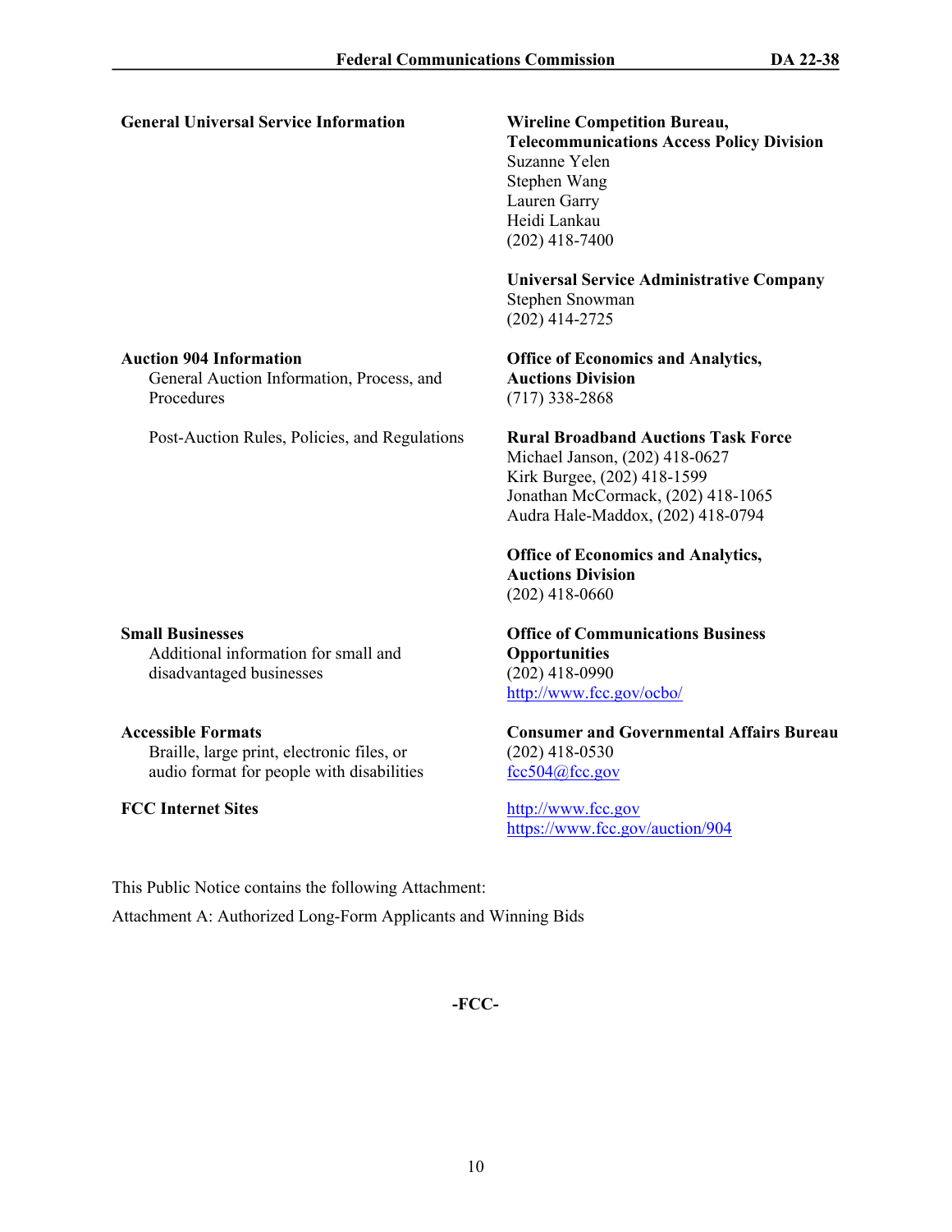| | |
|---|---|
| **General Universal Service Information** | **Wireline Competition Bureau, Telecommunications Access Policy Division**<br>Suzanne Yelen<br>Stephen Wang<br>Lauren Garry<br>Heidi Lankau<br>(202) 418-7400 |
| | **Universal Service Administrative Company**<br>Stephen Snowman<br>(202) 414-2725 |
| **Auction 904 Information**<br>General Auction Information, Process, and Procedures | **Office of Economics and Analytics, Auctions Division**<br>(717) 338-2868 |
| Post-Auction Rules, Policies, and Regulations | **Rural Broadband Auctions Task Force**<br>Michael Janson, (202) 418-0627<br>Kirk Burgee, (202) 418-1599<br>Jonathan McCormack, (202) 418-1065<br>Audra Hale-Maddox, (202) 418-0794 |
| | **Office of Economics and Analytics, Auctions Division**<br>(202) 418-0660 |
| **Small Businesses**<br>Additional information for small and disadvantaged businesses | **Office of Communications Business Opportunities**<br>(202) 418-0990<br>http://www.fcc.gov/ocbo/ |
| **Accessible Formats**<br>Braille, large print, electronic files, or audio format for people with disabilities | **Consumer and Governmental Affairs Bureau**<br>(202) 418-0530<br>fcc504@fcc.gov |
| **FCC Internet Sites** | http://www.fcc.gov<br>https://www.fcc.gov/auction/904 |

This Public Notice contains the following Attachment:

Attachment A: Authorized Long-Form Applicants and Winning Bids

**-FCC-**